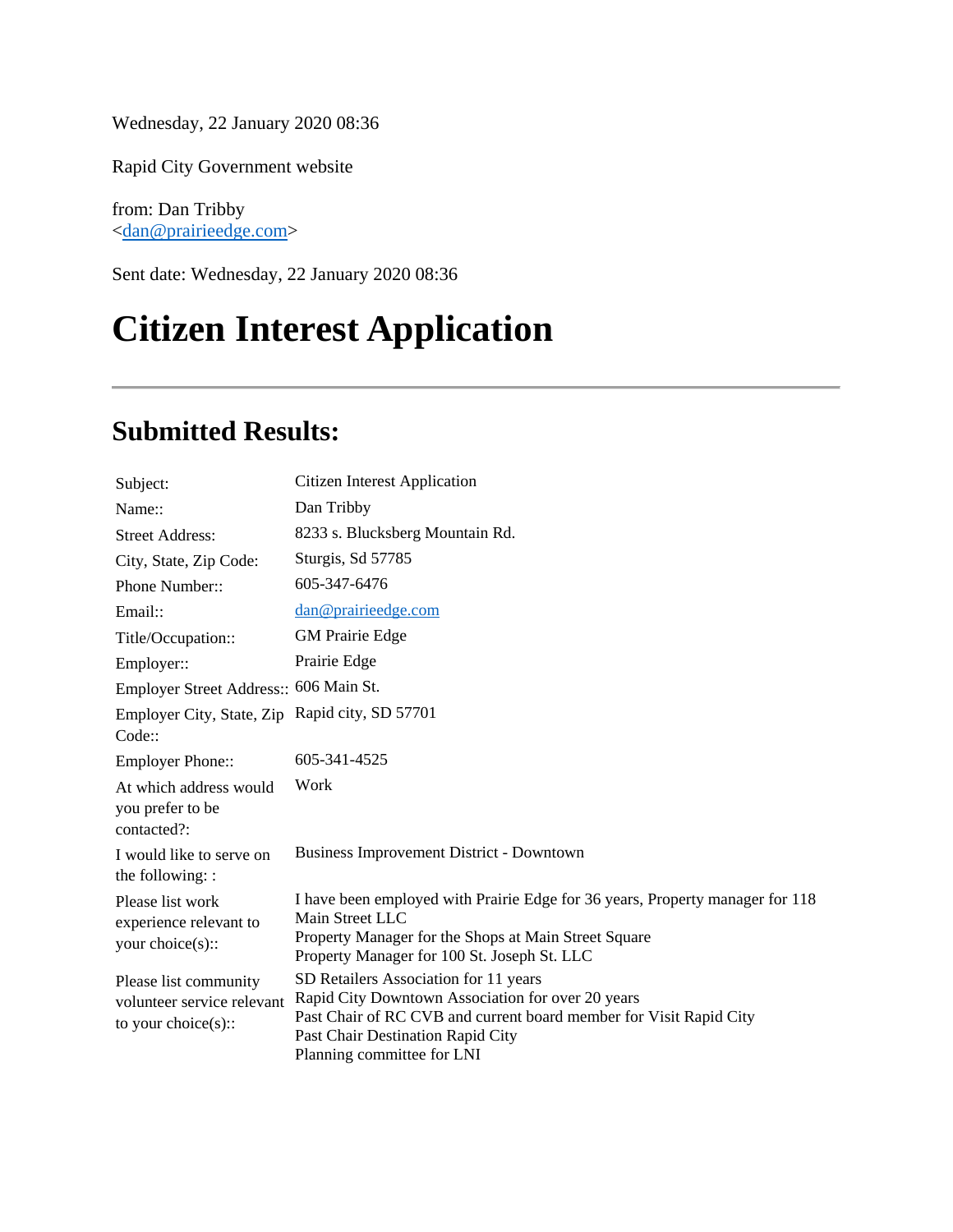Wednesday, 22 January 2020 08:36

Rapid City Government website

from: Dan Tribby
<dan@prairieedge.com>

Sent date: Wednesday, 22 January 2020 08:36

# Citizen Interest Application

---

## Submitted Results:

| | |
|---|---|
| Subject: | Citizen Interest Application |
| Name:: | Dan Tribby |
| Street Address: | 8233 s. Blucksberg Mountain Rd. |
| City, State, Zip Code: | Sturgis, Sd 57785 |
| Phone Number:: | 605-347-6476 |
| Email:: | dan@prairieedge.com |
| Title/Occupation:: | GM Prairie Edge |
| Employer:: | Prairie Edge |
| Employer Street Address:: | 606 Main St. |
| Employer City, State, Zip Code:: | Rapid city, SD 57701 |
| Employer Phone:: | 605-341-4525 |
| At which address would you prefer to be contacted?: | Work |
| I would like to serve on the following: : | Business Improvement District - Downtown |
| Please list work experience relevant to your choice(s):: | I have been employed with Prairie Edge for 36 years, Property manager for 118 Main Street LLC<br>Property Manager for the Shops at Main Street Square<br>Property Manager for 100 St. Joseph St. LLC |
| Please list community volunteer service relevant to your choice(s):: | SD Retailers Association for 11 years<br>Rapid City Downtown Association for over 20 years<br>Past Chair of RC CVB and current board member for Visit Rapid City<br>Past Chair Destination Rapid City<br>Planning committee for LNI |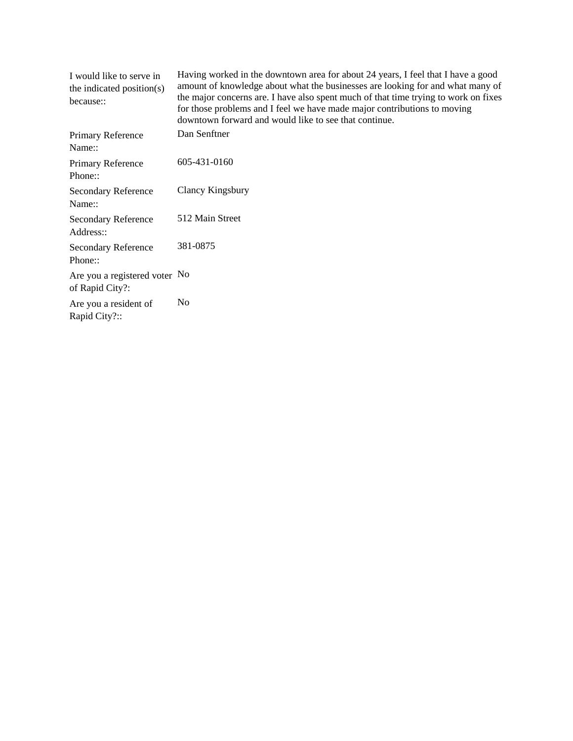| | |
|---|---|
| I would like to serve in the indicated position(s) because:: | Having worked in the downtown area for about 24 years, I feel that I have a good amount of knowledge about what the businesses are looking for and what many of the major concerns are. I have also spent much of that time trying to work on fixes for those problems and I feel we have made major contributions to moving downtown forward and would like to see that continue. |
| Primary Reference Name:: | Dan Senftner |
| Primary Reference Phone:: | 605-431-0160 |
| Secondary Reference Name:: | Clancy Kingsbury |
| Secondary Reference Address:: | 512 Main Street |
| Secondary Reference Phone:: | 381-0875 |
| Are you a registered voter of Rapid City?: | No |
| Are you a resident of Rapid City?:: | No |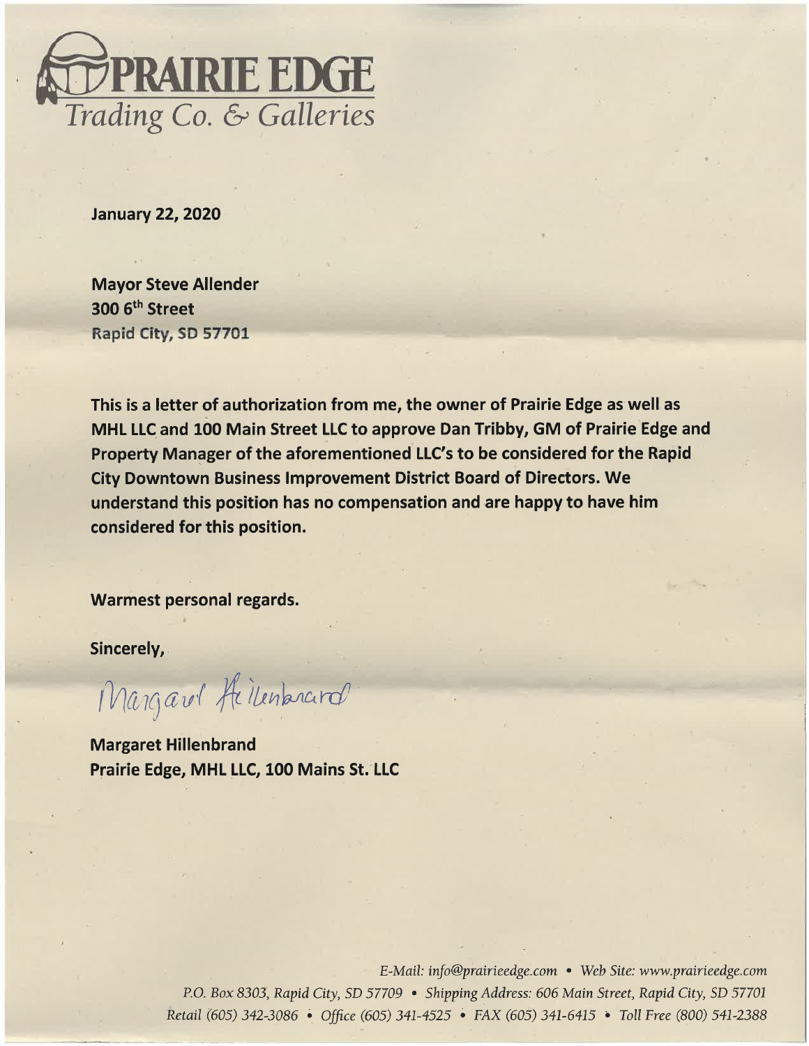# PRAIRIE EDGE

*Trading Co. & Galleries*

**January 22, 2020**

**Mayor Steve Allender**
**300 6th Street**
**Rapid City, SD 57701**

**This is a letter of authorization from me, the owner of Prairie Edge as well as MHL LLC and 100 Main Street LLC to approve Dan Tribby, GM of Prairie Edge and Property Manager of the aforementioned LLC's to be considered for the Rapid City Downtown Business Improvement District Board of Directors. We understand this position has no compensation and are happy to have him considered for this position.**

**Warmest personal regards.**

**Sincerely,**

*Margaret Hillenbrand*

**Margaret Hillenbrand**
**Prairie Edge, MHL LLC, 100 Mains St. LLC**

*E-Mail: info@prairieedge.com • Web Site: www.prairieedge.com*
*P.O. Box 8303, Rapid City, SD 57709 • Shipping Address: 606 Main Street, Rapid City, SD 57701*
*Retail (605) 342-3086 • Office (605) 341-4525 • FAX (605) 341-6415 • Toll Free (800) 541-2388*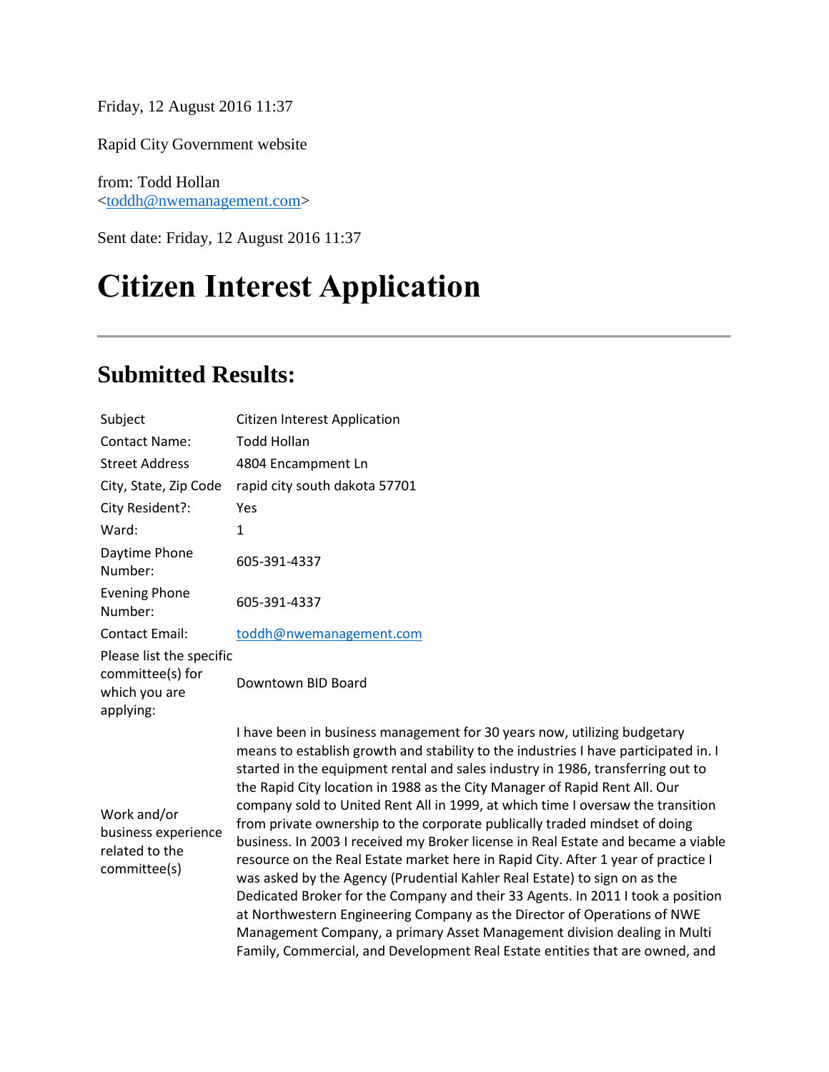Friday, 12 August 2016 11:37

Rapid City Government website

from: Todd Hollan
<toddh@nwemanagement.com>

Sent date: Friday, 12 August 2016 11:37

# Citizen Interest Application

---

## Submitted Results:

| | |
|---|---|
| Subject | Citizen Interest Application |
| Contact Name: | Todd Hollan |
| Street Address | 4804 Encampment Ln |
| City, State, Zip Code | rapid city south dakota 57701 |
| City Resident?: | Yes |
| Ward: | 1 |
| Daytime Phone Number: | 605-391-4337 |
| Evening Phone Number: | 605-391-4337 |
| Contact Email: | toddh@nwemanagement.com |
| Please list the specific committee(s) for which you are applying: | Downtown BID Board |
| Work and/or business experience related to the committee(s) | I have been in business management for 30 years now, utilizing budgetary means to establish growth and stability to the industries I have participated in. I started in the equipment rental and sales industry in 1986, transferring out to the Rapid City location in 1988 as the City Manager of Rapid Rent All. Our company sold to United Rent All in 1999, at which time I oversaw the transition from private ownership to the corporate publically traded mindset of doing business. In 2003 I received my Broker license in Real Estate and became a viable resource on the Real Estate market here in Rapid City. After 1 year of practice I was asked by the Agency (Prudential Kahler Real Estate) to sign on as the Dedicated Broker for the Company and their 33 Agents. In 2011 I took a position at Northwestern Engineering Company as the Director of Operations of NWE Management Company, a primary Asset Management division dealing in Multi Family, Commercial, and Development Real Estate entities that are owned, and |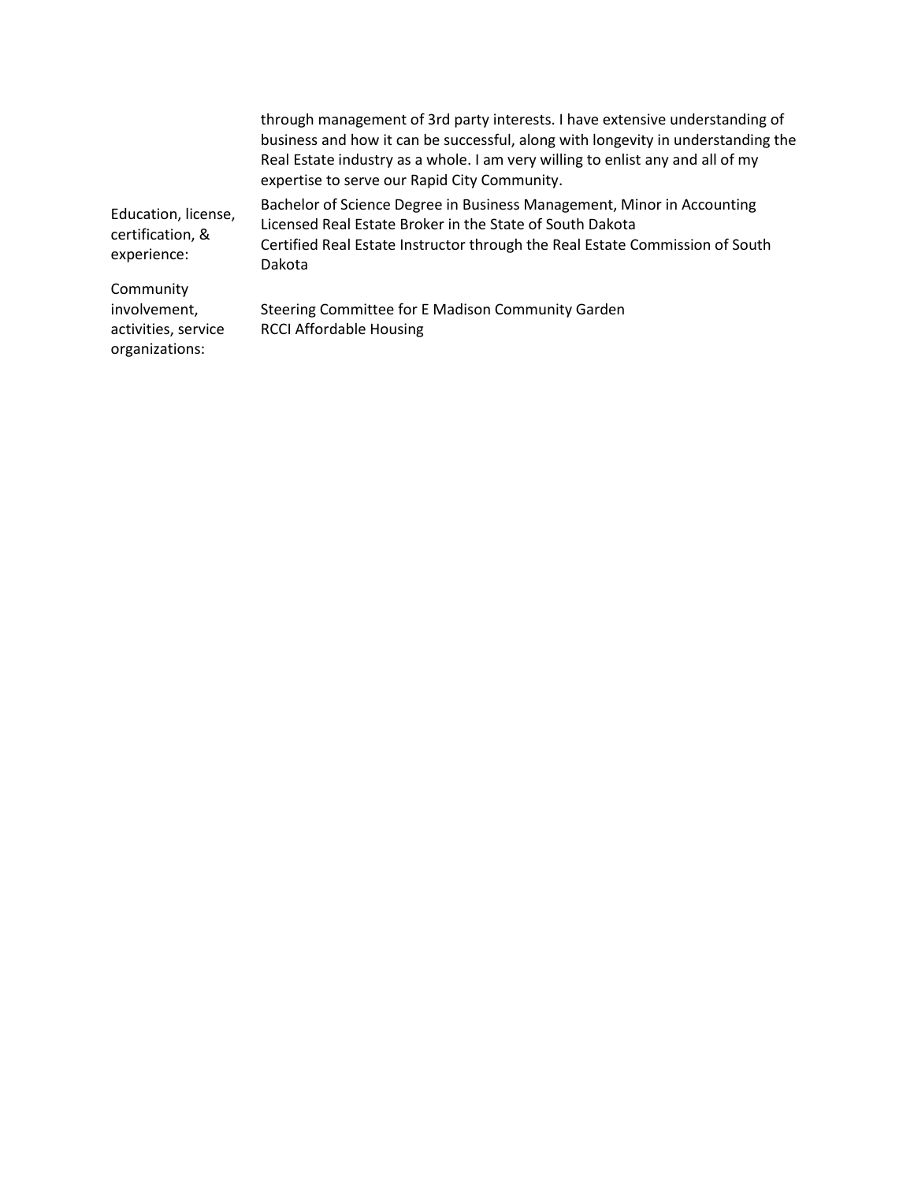| | |
|---|---|
| | through management of 3rd party interests. I have extensive understanding of business and how it can be successful, along with longevity in understanding the Real Estate industry as a whole. I am very willing to enlist any and all of my expertise to serve our Rapid City Community. |
| Education, license, certification, & experience: | Bachelor of Science Degree in Business Management, Minor in Accounting<br>Licensed Real Estate Broker in the State of South Dakota<br>Certified Real Estate Instructor through the Real Estate Commission of South Dakota |
| Community involvement, activities, service organizations: | Steering Committee for E Madison Community Garden<br>RCCI Affordable Housing |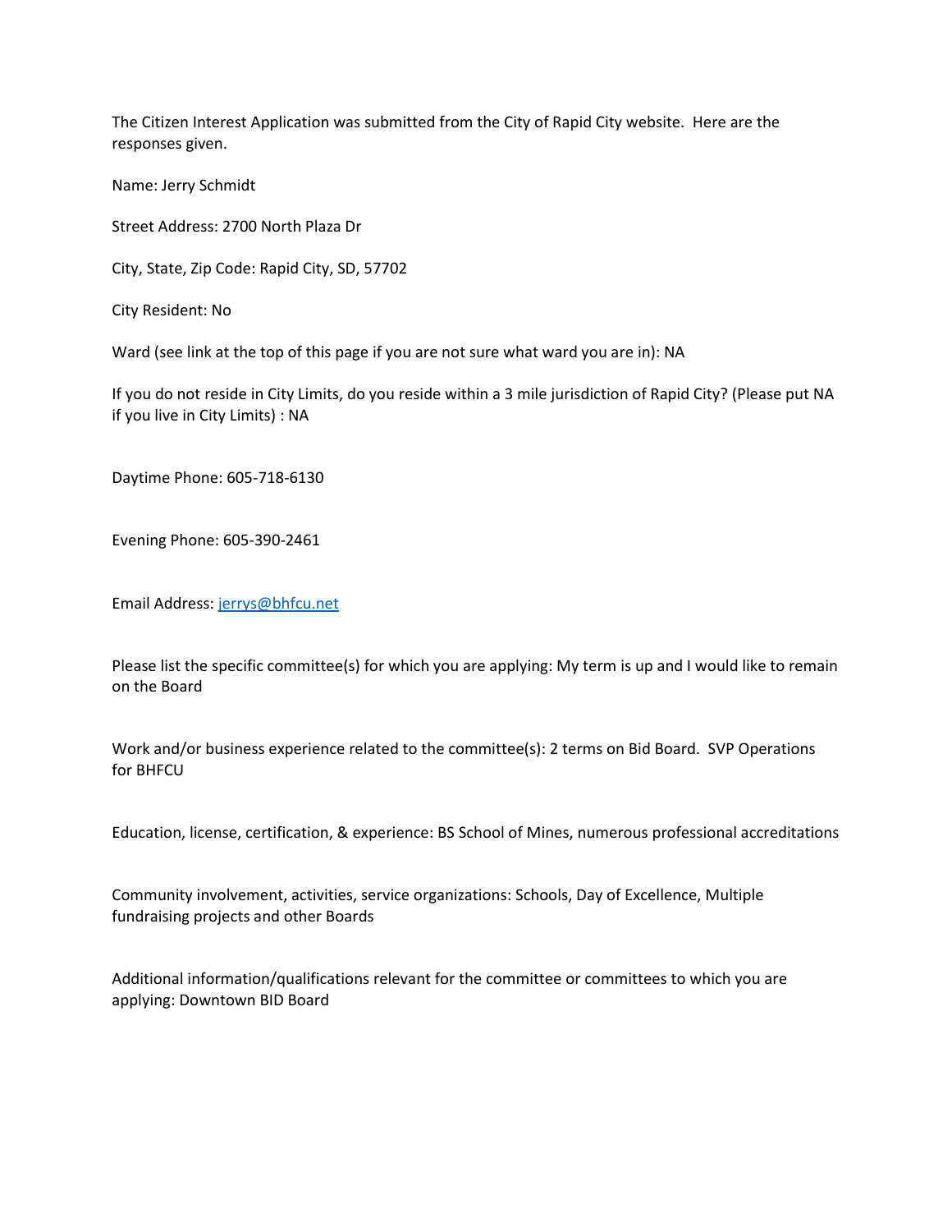The Citizen Interest Application was submitted from the City of Rapid City website. Here are the responses given.

Name: Jerry Schmidt

Street Address: 2700 North Plaza Dr

City, State, Zip Code: Rapid City, SD, 57702

City Resident: No

Ward (see link at the top of this page if you are not sure what ward you are in): NA

If you do not reside in City Limits, do you reside within a 3 mile jurisdiction of Rapid City? (Please put NA if you live in City Limits) : NA

Daytime Phone: 605-718-6130

Evening Phone: 605-390-2461

Email Address: jerrys@bhfcu.net

Please list the specific committee(s) for which you are applying: My term is up and I would like to remain on the Board

Work and/or business experience related to the committee(s): 2 terms on Bid Board. SVP Operations for BHFCU

Education, license, certification, & experience: BS School of Mines, numerous professional accreditations

Community involvement, activities, service organizations: Schools, Day of Excellence, Multiple fundraising projects and other Boards

Additional information/qualifications relevant for the committee or committees to which you are applying: Downtown BID Board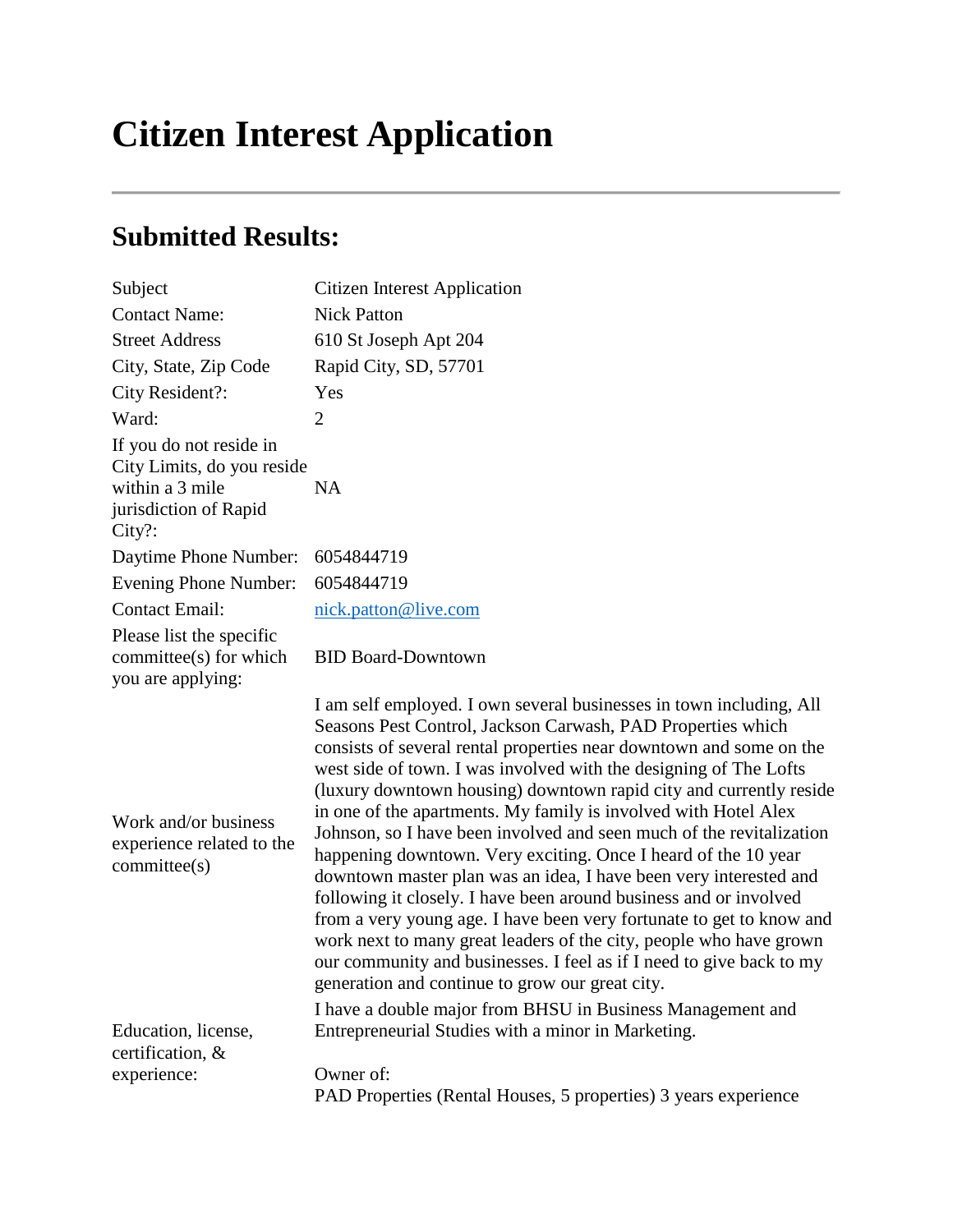# Citizen Interest Application

## Submitted Results:

| | |
|---|---|
| Subject | Citizen Interest Application |
| Contact Name: | Nick Patton |
| Street Address | 610 St Joseph Apt 204 |
| City, State, Zip Code | Rapid City, SD, 57701 |
| City Resident?: | Yes |
| Ward: | 2 |
| If you do not reside in City Limits, do you reside within a 3 mile jurisdiction of Rapid City?: | NA |
| Daytime Phone Number: | 6054844719 |
| Evening Phone Number: | 6054844719 |
| Contact Email: | nick.patton@live.com |
| Please list the specific committee(s) for which you are applying: | BID Board-Downtown |
| Work and/or business experience related to the committee(s) | I am self employed. I own several businesses in town including, All Seasons Pest Control, Jackson Carwash, PAD Properties which consists of several rental properties near downtown and some on the west side of town. I was involved with the designing of The Lofts (luxury downtown housing) downtown rapid city and currently reside in one of the apartments. My family is involved with Hotel Alex Johnson, so I have been involved and seen much of the revitalization happening downtown. Very exciting. Once I heard of the 10 year downtown master plan was an idea, I have been very interested and following it closely. I have been around business and or involved from a very young age. I have been very fortunate to get to know and work next to many great leaders of the city, people who have grown our community and businesses. I feel as if I need to give back to my generation and continue to grow our great city. |
| Education, license, certification, & experience: | I have a double major from BHSU in Business Management and Entrepreneurial Studies with a minor in Marketing.<br><br>Owner of:<br>PAD Properties (Rental Houses, 5 properties) 3 years experience |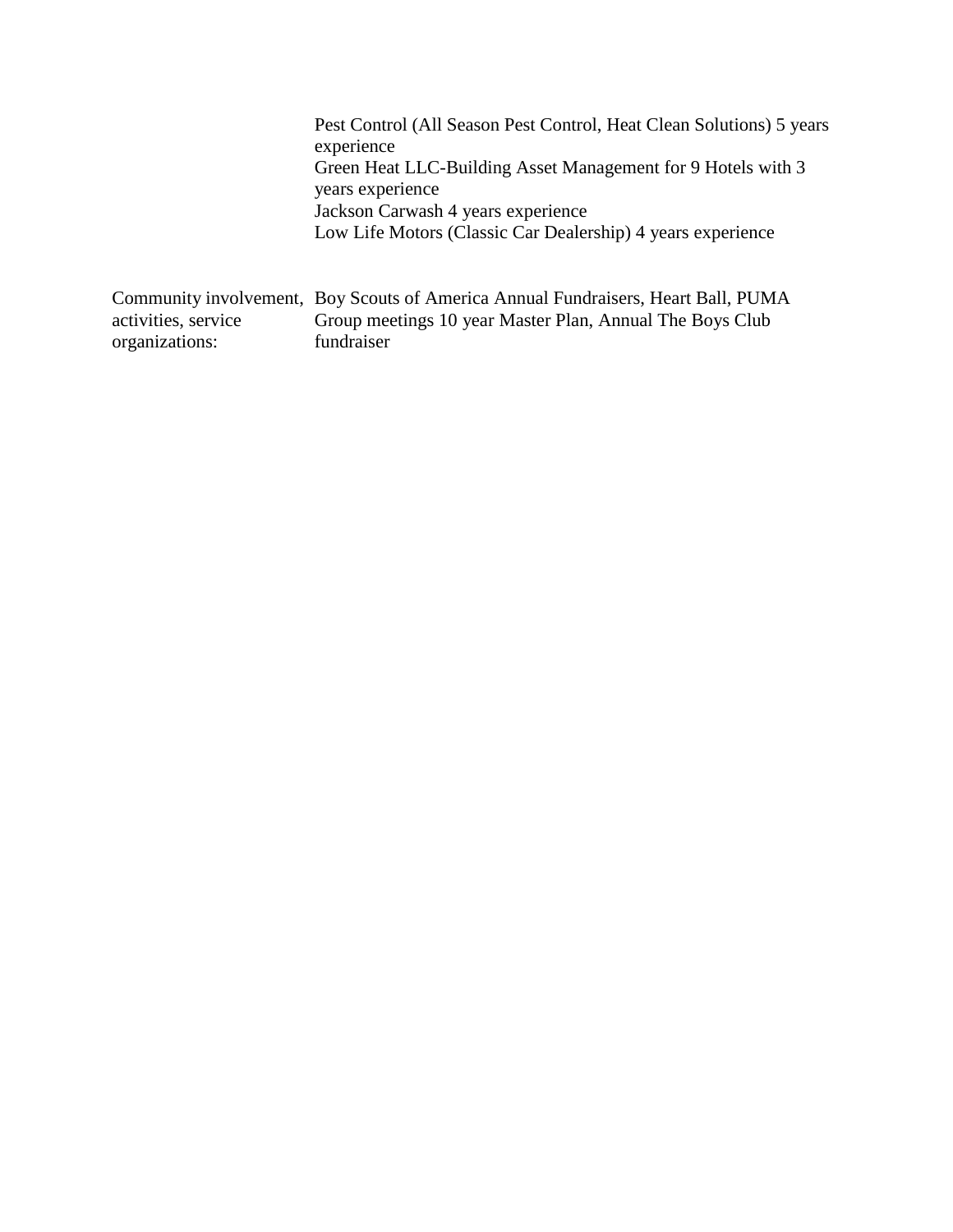| | |
|---|---|
| | Pest Control (All Season Pest Control, Heat Clean Solutions) 5 years experience<br>Green Heat LLC-Building Asset Management for 9 Hotels with 3 years experience<br>Jackson Carwash 4 years experience<br>Low Life Motors (Classic Car Dealership) 4 years experience |
| Community involvement, activities, service organizations: | Boy Scouts of America Annual Fundraisers, Heart Ball, PUMA Group meetings 10 year Master Plan, Annual The Boys Club fundraiser |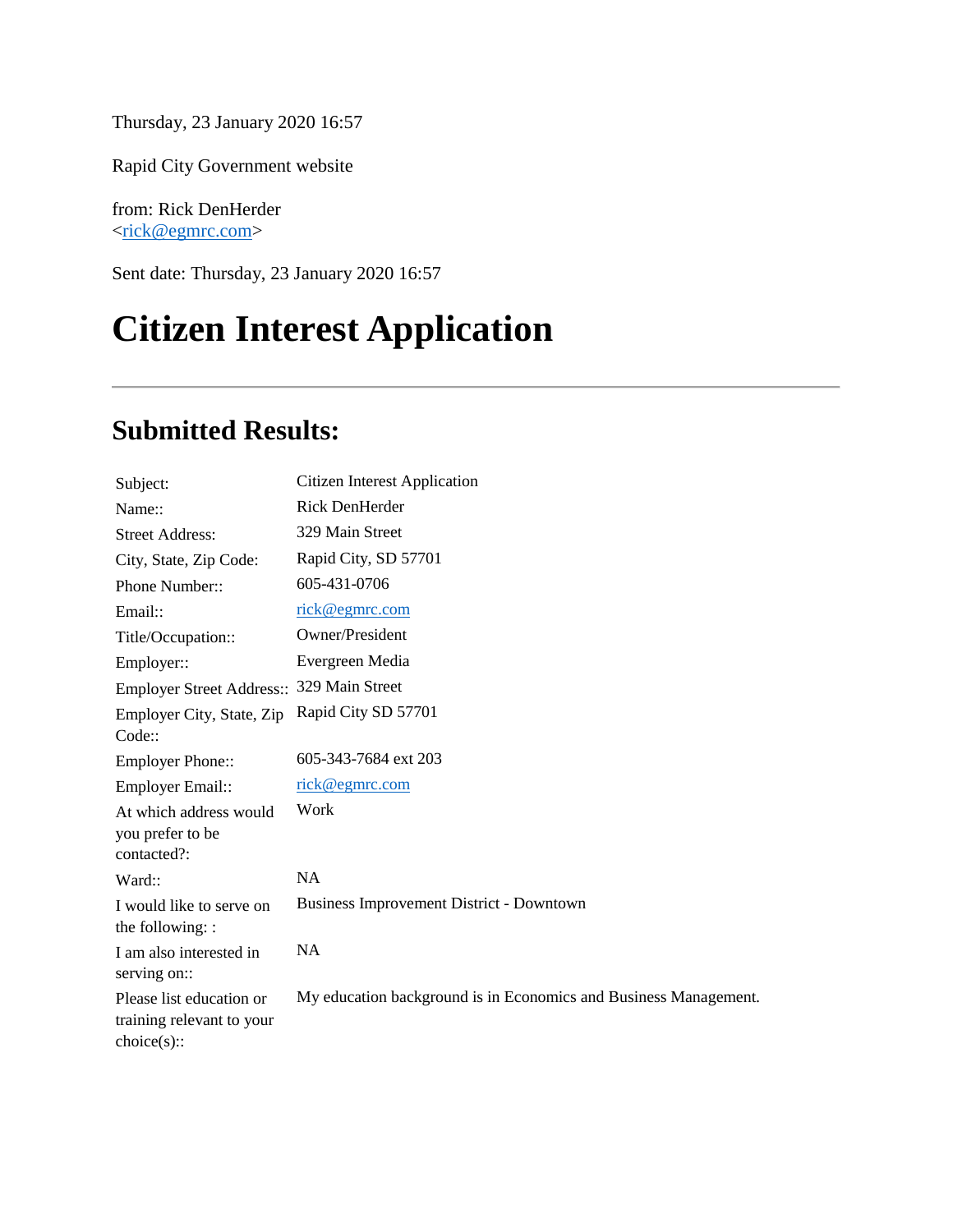Thursday, 23 January 2020 16:57

Rapid City Government website

from: Rick DenHerder
<rick@egmrc.com>

Sent date: Thursday, 23 January 2020 16:57

# Citizen Interest Application

---

## Submitted Results:

| | |
|---|---|
| Subject: | Citizen Interest Application |
| Name:: | Rick DenHerder |
| Street Address: | 329 Main Street |
| City, State, Zip Code: | Rapid City, SD 57701 |
| Phone Number:: | 605-431-0706 |
| Email:: | rick@egmrc.com |
| Title/Occupation:: | Owner/President |
| Employer:: | Evergreen Media |
| Employer Street Address:: | 329 Main Street |
| Employer City, State, Zip Code:: | Rapid City SD 57701 |
| Employer Phone:: | 605-343-7684 ext 203 |
| Employer Email:: | rick@egmrc.com |
| At which address would you prefer to be contacted?: | Work |
| Ward:: | NA |
| I would like to serve on the following: : | Business Improvement District - Downtown |
| I am also interested in serving on:: | NA |
| Please list education or training relevant to your choice(s):: | My education background is in Economics and Business Management. |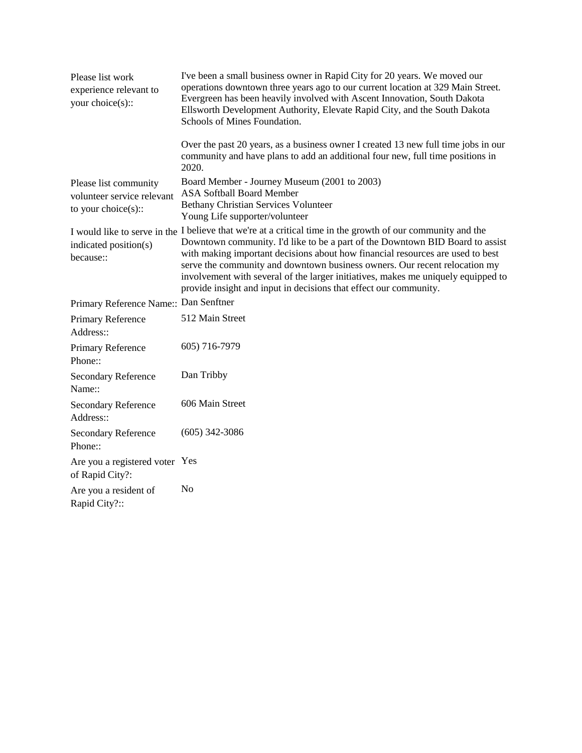| | |
|---|---|
| Please list work experience relevant to your choice(s):: | I've been a small business owner in Rapid City for 20 years. We moved our operations downtown three years ago to our current location at 329 Main Street. Evergreen has been heavily involved with Ascent Innovation, South Dakota Ellsworth Development Authority, Elevate Rapid City, and the South Dakota Schools of Mines Foundation.<br><br>Over the past 20 years, as a business owner I created 13 new full time jobs in our community and have plans to add an additional four new, full time positions in 2020. |
| Please list community volunteer service relevant to your choice(s):: | Board Member - Journey Museum (2001 to 2003)<br>ASA Softball Board Member<br>Bethany Christian Services Volunteer<br>Young Life supporter/volunteer |
| I would like to serve in the indicated position(s) because:: | I believe that we're at a critical time in the growth of our community and the Downtown community. I'd like to be a part of the Downtown BID Board to assist with making important decisions about how financial resources are used to best serve the community and downtown business owners. Our recent relocation my involvement with several of the larger initiatives, makes me uniquely equipped to provide insight and input in decisions that effect our community. |
| Primary Reference Name:: | Dan Senftner |
| Primary Reference Address:: | 512 Main Street |
| Primary Reference Phone:: | 605) 716-7979 |
| Secondary Reference Name:: | Dan Tribby |
| Secondary Reference Address:: | 606 Main Street |
| Secondary Reference Phone:: | (605) 342-3086 |
| Are you a registered voter of Rapid City?: | Yes |
| Are you a resident of Rapid City?:: | No |